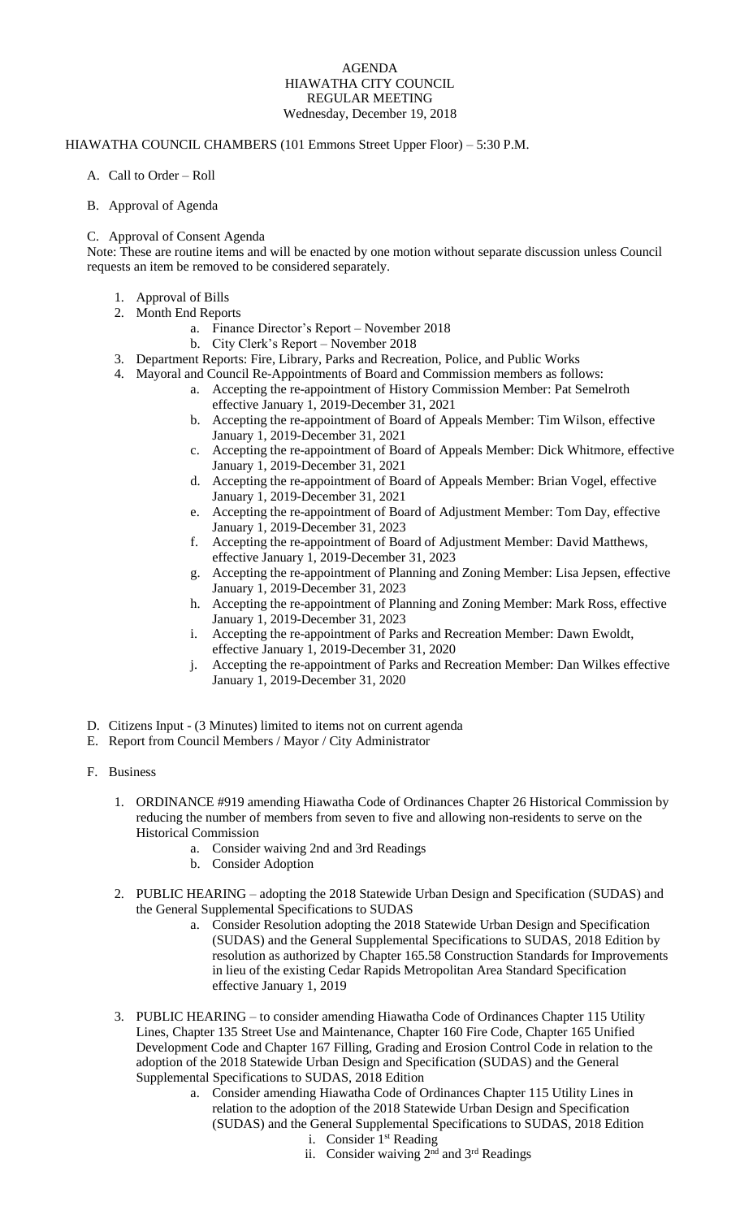# AGENDA
## HIAWATHA CITY COUNCIL
## REGULAR MEETING
### Wednesday, December 19, 2018

HIAWATHA COUNCIL CHAMBERS (101 Emmons Street Upper Floor) – 5:30 P.M.

A. Call to Order – Roll

B. Approval of Agenda

C. Approval of Consent Agenda

Note: These are routine items and will be enacted by one motion without separate discussion unless Council requests an item be removed to be considered separately.

1. Approval of Bills
2. Month End Reports
   - a. Finance Director's Report – November 2018
   - b. City Clerk's Report – November 2018
3. Department Reports: Fire, Library, Parks and Recreation, Police, and Public Works
4. Mayoral and Council Re-Appointments of Board and Commission members as follows:
   - a. Accepting the re-appointment of History Commission Member: Pat Semelroth effective January 1, 2019-December 31, 2021
   - b. Accepting the re-appointment of Board of Appeals Member: Tim Wilson, effective January 1, 2019-December 31, 2021
   - c. Accepting the re-appointment of Board of Appeals Member: Dick Whitmore, effective January 1, 2019-December 31, 2021
   - d. Accepting the re-appointment of Board of Appeals Member: Brian Vogel, effective January 1, 2019-December 31, 2021
   - e. Accepting the re-appointment of Board of Adjustment Member: Tom Day, effective January 1, 2019-December 31, 2023
   - f. Accepting the re-appointment of Board of Adjustment Member: David Matthews, effective January 1, 2019-December 31, 2023
   - g. Accepting the re-appointment of Planning and Zoning Member: Lisa Jepsen, effective January 1, 2019-December 31, 2023
   - h. Accepting the re-appointment of Planning and Zoning Member: Mark Ross, effective January 1, 2019-December 31, 2023
   - i. Accepting the re-appointment of Parks and Recreation Member: Dawn Ewoldt, effective January 1, 2019-December 31, 2020
   - j. Accepting the re-appointment of Parks and Recreation Member: Dan Wilkes effective January 1, 2019-December 31, 2020

D. Citizens Input - (3 Minutes) limited to items not on current agenda

E. Report from Council Members / Mayor / City Administrator

F. Business

1. ORDINANCE #919 amending Hiawatha Code of Ordinances Chapter 26 Historical Commission by reducing the number of members from seven to five and allowing non-residents to serve on the Historical Commission
   - a. Consider waiving 2nd and 3rd Readings
   - b. Consider Adoption
2. PUBLIC HEARING – adopting the 2018 Statewide Urban Design and Specification (SUDAS) and the General Supplemental Specifications to SUDAS
   - a. Consider Resolution adopting the 2018 Statewide Urban Design and Specification (SUDAS) and the General Supplemental Specifications to SUDAS, 2018 Edition by resolution as authorized by Chapter 165.58 Construction Standards for Improvements in lieu of the existing Cedar Rapids Metropolitan Area Standard Specification effective January 1, 2019
3. PUBLIC HEARING – to consider amending Hiawatha Code of Ordinances Chapter 115 Utility Lines, Chapter 135 Street Use and Maintenance, Chapter 160 Fire Code, Chapter 165 Unified Development Code and Chapter 167 Filling, Grading and Erosion Control Code in relation to the adoption of the 2018 Statewide Urban Design and Specification (SUDAS) and the General Supplemental Specifications to SUDAS, 2018 Edition
   - a. Consider amending Hiawatha Code of Ordinances Chapter 115 Utility Lines in relation to the adoption of the 2018 Statewide Urban Design and Specification (SUDAS) and the General Supplemental Specifications to SUDAS, 2018 Edition
     - i. Consider 1st Reading
     - ii. Consider waiving 2nd and 3rd Readings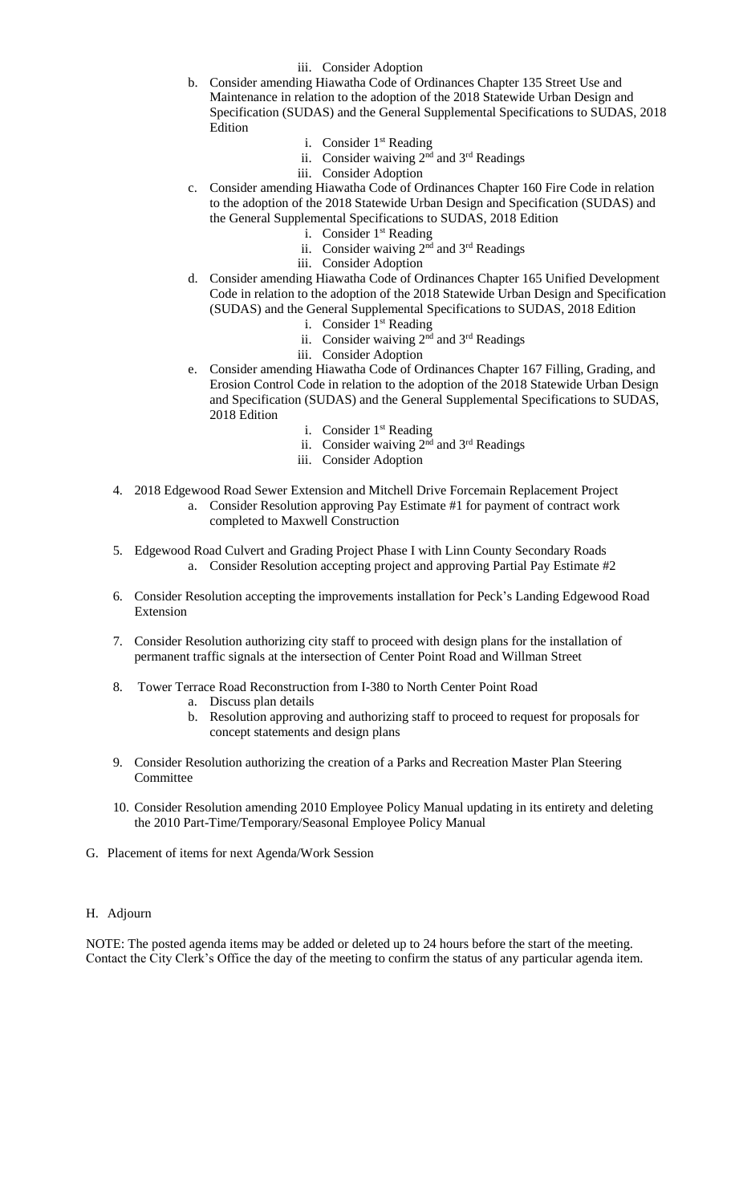iii. Consider Adoption

b. Consider amending Hiawatha Code of Ordinances Chapter 135 Street Use and Maintenance in relation to the adoption of the 2018 Statewide Urban Design and Specification (SUDAS) and the General Supplemental Specifications to SUDAS, 2018 Edition
   i. Consider 1st Reading
   ii. Consider waiving 2nd and 3rd Readings
   iii. Consider Adoption

c. Consider amending Hiawatha Code of Ordinances Chapter 160 Fire Code in relation to the adoption of the 2018 Statewide Urban Design and Specification (SUDAS) and the General Supplemental Specifications to SUDAS, 2018 Edition
   i. Consider 1st Reading
   ii. Consider waiving 2nd and 3rd Readings
   iii. Consider Adoption

d. Consider amending Hiawatha Code of Ordinances Chapter 165 Unified Development Code in relation to the adoption of the 2018 Statewide Urban Design and Specification (SUDAS) and the General Supplemental Specifications to SUDAS, 2018 Edition
   i. Consider 1st Reading
   ii. Consider waiving 2nd and 3rd Readings
   iii. Consider Adoption

e. Consider amending Hiawatha Code of Ordinances Chapter 167 Filling, Grading, and Erosion Control Code in relation to the adoption of the 2018 Statewide Urban Design and Specification (SUDAS) and the General Supplemental Specifications to SUDAS, 2018 Edition
   i. Consider 1st Reading
   ii. Consider waiving 2nd and 3rd Readings
   iii. Consider Adoption

4. 2018 Edgewood Road Sewer Extension and Mitchell Drive Forcemain Replacement Project
   a. Consider Resolution approving Pay Estimate #1 for payment of contract work completed to Maxwell Construction

5. Edgewood Road Culvert and Grading Project Phase I with Linn County Secondary Roads
   a. Consider Resolution accepting project and approving Partial Pay Estimate #2

6. Consider Resolution accepting the improvements installation for Peck's Landing Edgewood Road Extension

7. Consider Resolution authorizing city staff to proceed with design plans for the installation of permanent traffic signals at the intersection of Center Point Road and Willman Street

8. Tower Terrace Road Reconstruction from I-380 to North Center Point Road
   a. Discuss plan details
   b. Resolution approving and authorizing staff to proceed to request for proposals for concept statements and design plans

9. Consider Resolution authorizing the creation of a Parks and Recreation Master Plan Steering Committee

10. Consider Resolution amending 2010 Employee Policy Manual updating in its entirety and deleting the 2010 Part-Time/Temporary/Seasonal Employee Policy Manual

G. Placement of items for next Agenda/Work Session

H. Adjourn

NOTE: The posted agenda items may be added or deleted up to 24 hours before the start of the meeting. Contact the City Clerk's Office the day of the meeting to confirm the status of any particular agenda item.